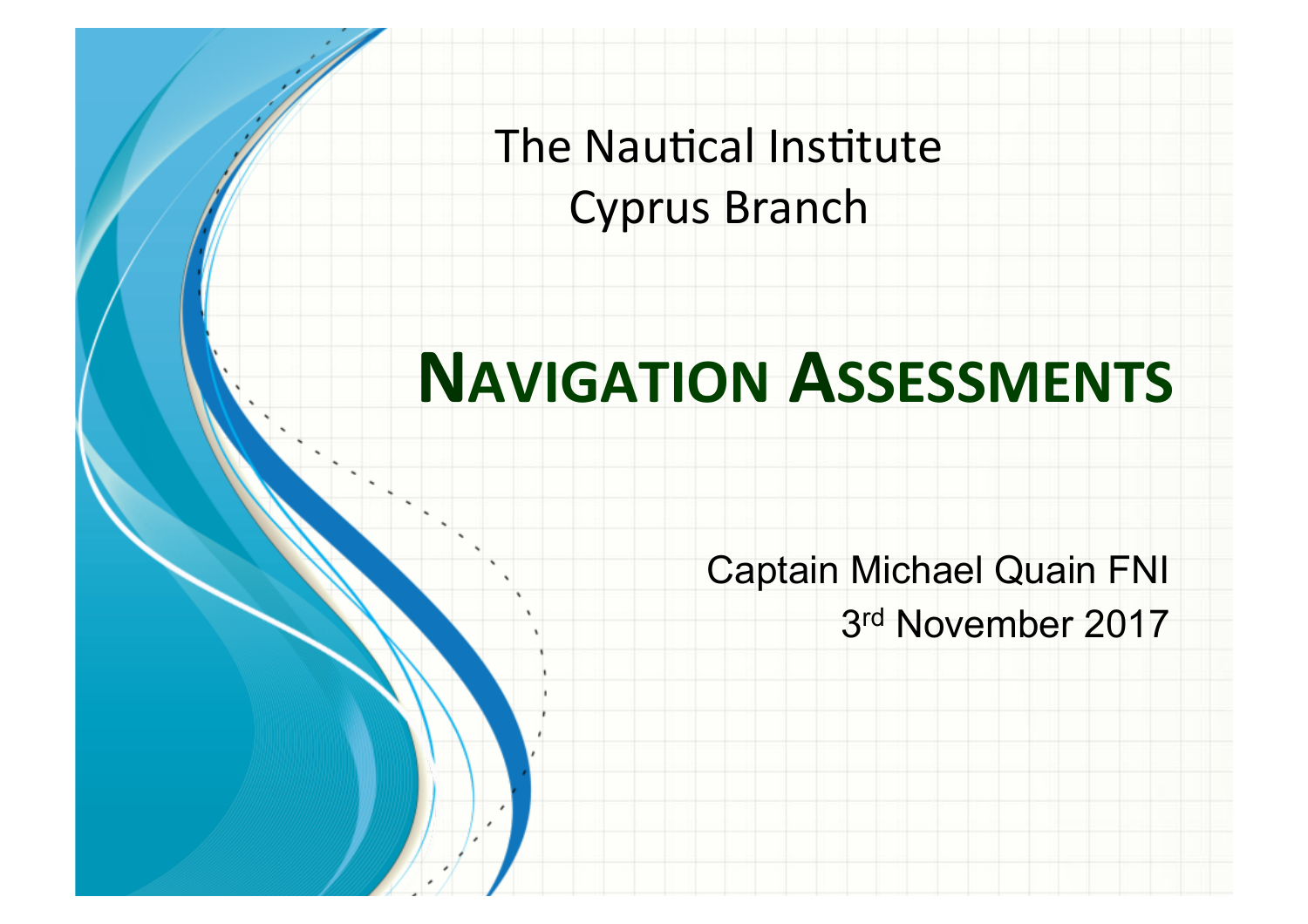The Nautical Institute
Cyprus Branch

# NAVIGATION ASSESSMENTS

Captain Michael Quain FNI
3rd November 2017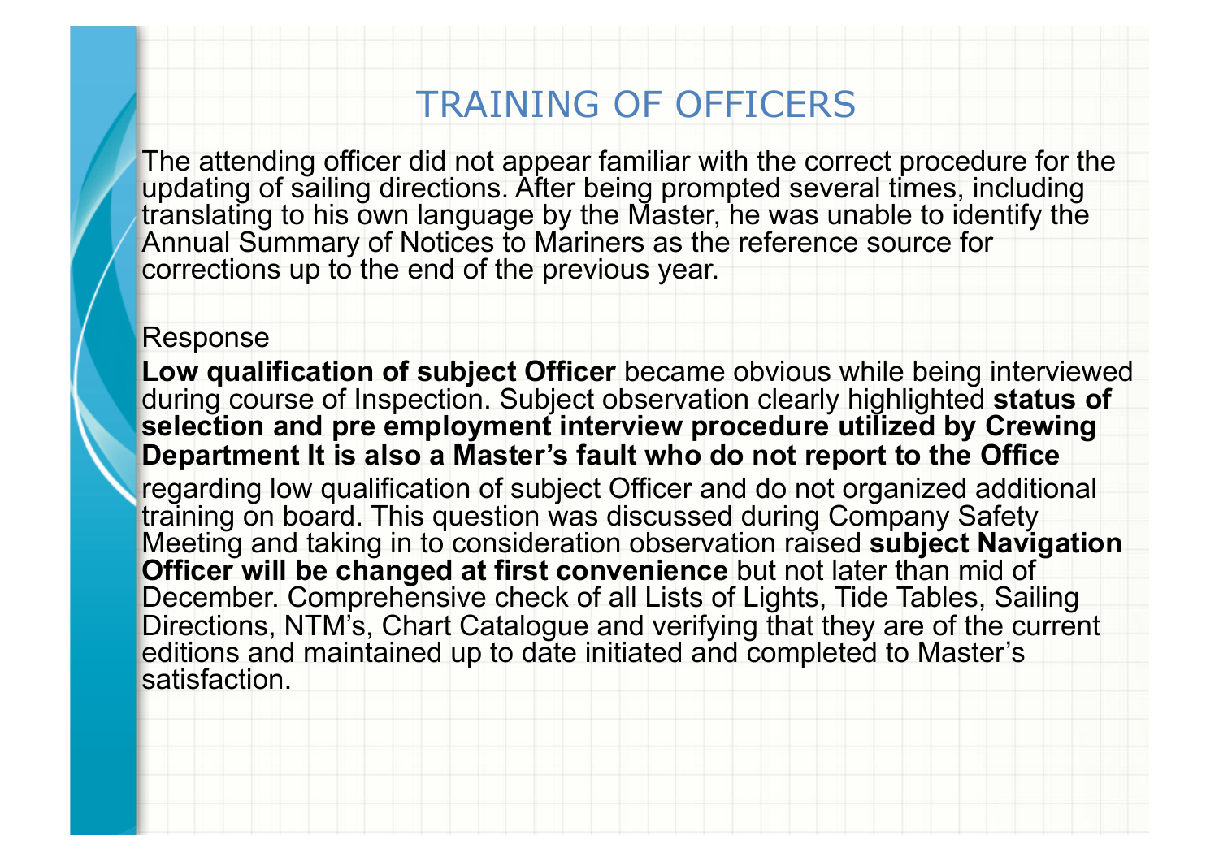# TRAINING OF OFFICERS

The attending officer did not appear familiar with the correct procedure for the updating of sailing directions. After being prompted several times, including translating to his own language by the Master, he was unable to identify the Annual Summary of Notices to Mariners as the reference source for corrections up to the end of the previous year.

Response

**Low qualification of subject Officer** became obvious while being interviewed during course of Inspection. Subject observation clearly highlighted **status of selection and pre employment interview procedure utilized by Crewing Department It is also a Master's fault who do not report to the Office** regarding low qualification of subject Officer and do not organized additional training on board. This question was discussed during Company Safety Meeting and taking in to consideration observation raised **subject Navigation Officer will be changed at first convenience** but not later than mid of December. Comprehensive check of all Lists of Lights, Tide Tables, Sailing Directions, NTM's, Chart Catalogue and verifying that they are of the current editions and maintained up to date initiated and completed to Master's satisfaction.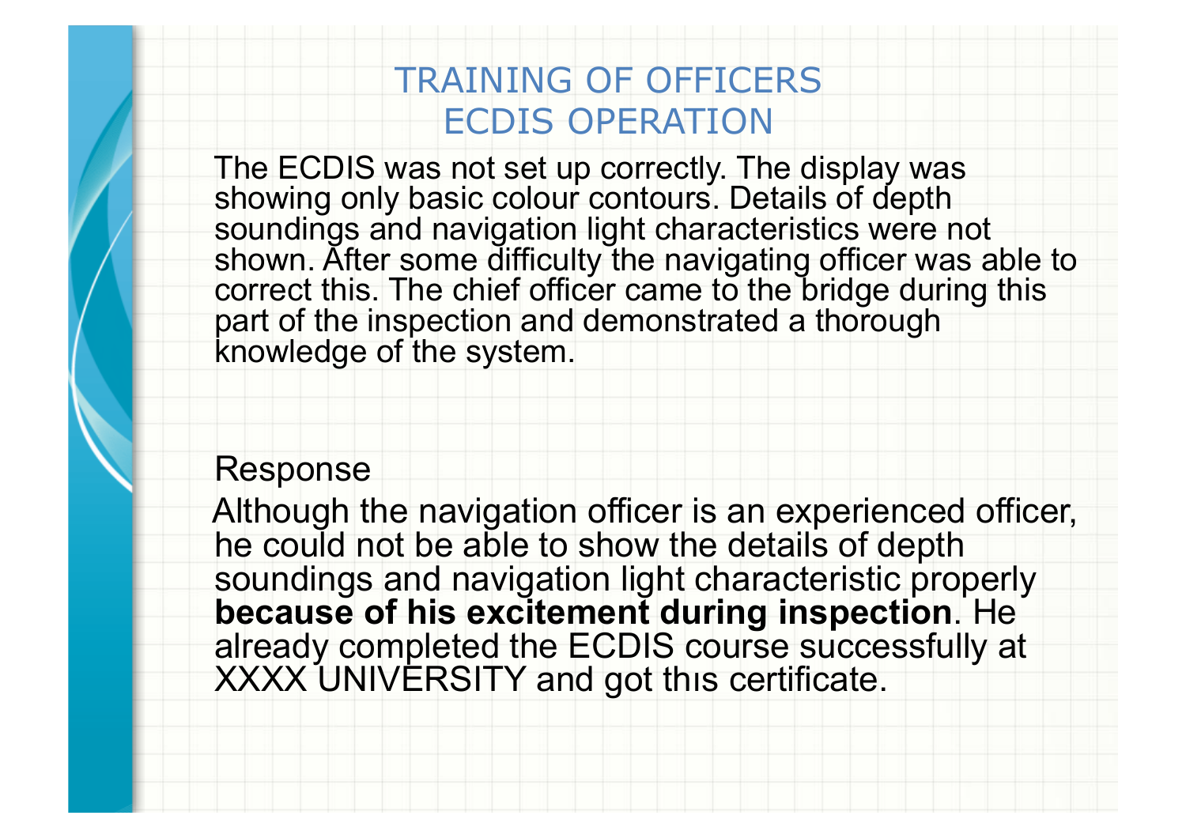# TRAINING OF OFFICERS
# ECDIS OPERATION

The ECDIS was not set up correctly. The display was showing only basic colour contours. Details of depth soundings and navigation light characteristics were not shown. After some difficulty the navigating officer was able to correct this. The chief officer came to the bridge during this part of the inspection and demonstrated a thorough knowledge of the system.

Response

Although the navigation officer is an experienced officer, he could not be able to show the details of depth soundings and navigation light characteristic properly **because of his excitement during inspection**. He already completed the ECDIS course successfully at XXXX UNIVERSITY and got thıs certificate.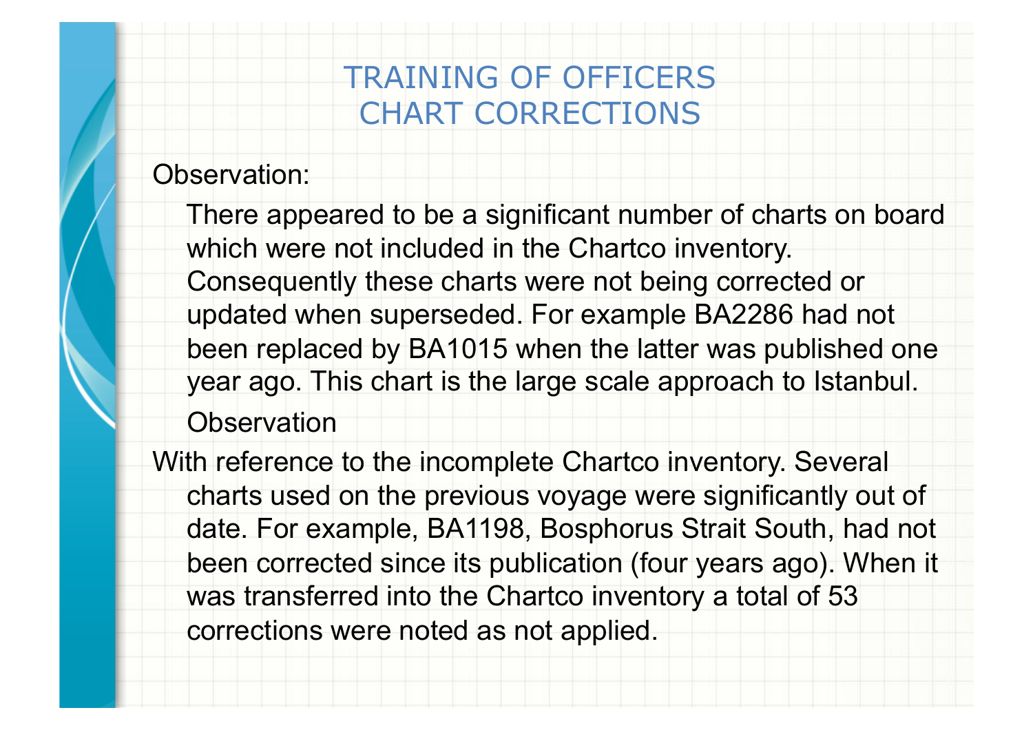# TRAINING OF OFFICERS
# CHART CORRECTIONS

Observation:

There appeared to be a significant number of charts on board which were not included in the Chartco inventory. Consequently these charts were not being corrected or updated when superseded. For example BA2286 had not been replaced by BA1015 when the latter was published one year ago. This chart is the large scale approach to Istanbul.

Observation

With reference to the incomplete Chartco inventory. Several charts used on the previous voyage were significantly out of date. For example, BA1198, Bosphorus Strait South, had not been corrected since its publication (four years ago). When it was transferred into the Chartco inventory a total of 53 corrections were noted as not applied.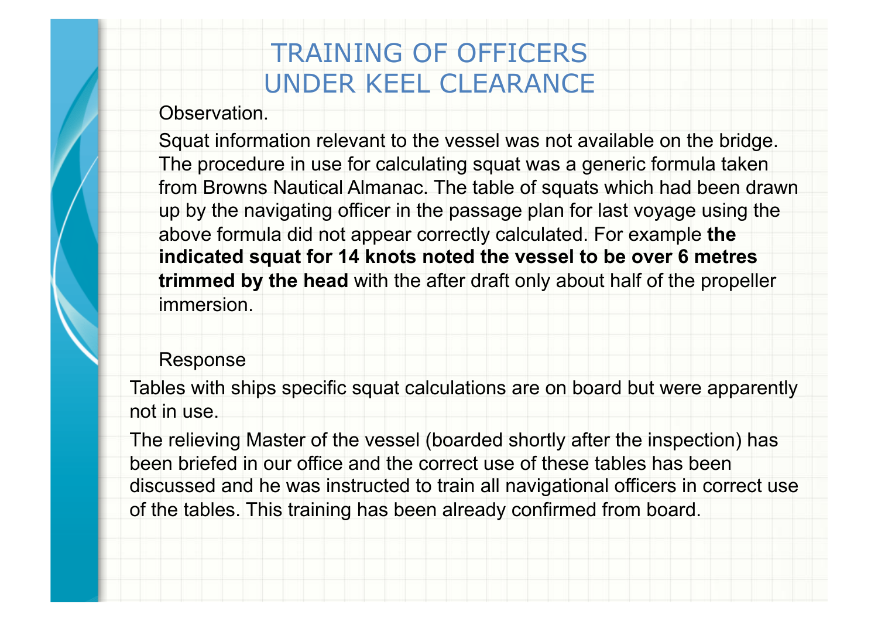# TRAINING OF OFFICERS UNDER KEEL CLEARANCE

Observation.

Squat information relevant to the vessel was not available on the bridge. The procedure in use for calculating squat was a generic formula taken from Browns Nautical Almanac. The table of squats which had been drawn up by the navigating officer in the passage plan for last voyage using the above formula did not appear correctly calculated. For example **the indicated squat for 14 knots noted the vessel to be over 6 metres trimmed by the head** with the after draft only about half of the propeller immersion.

Response

Tables with ships specific squat calculations are on board but were apparently not in use.

The relieving Master of the vessel (boarded shortly after the inspection) has been briefed in our office and the correct use of these tables has been discussed and he was instructed to train all navigational officers in correct use of the tables. This training has been already confirmed from board.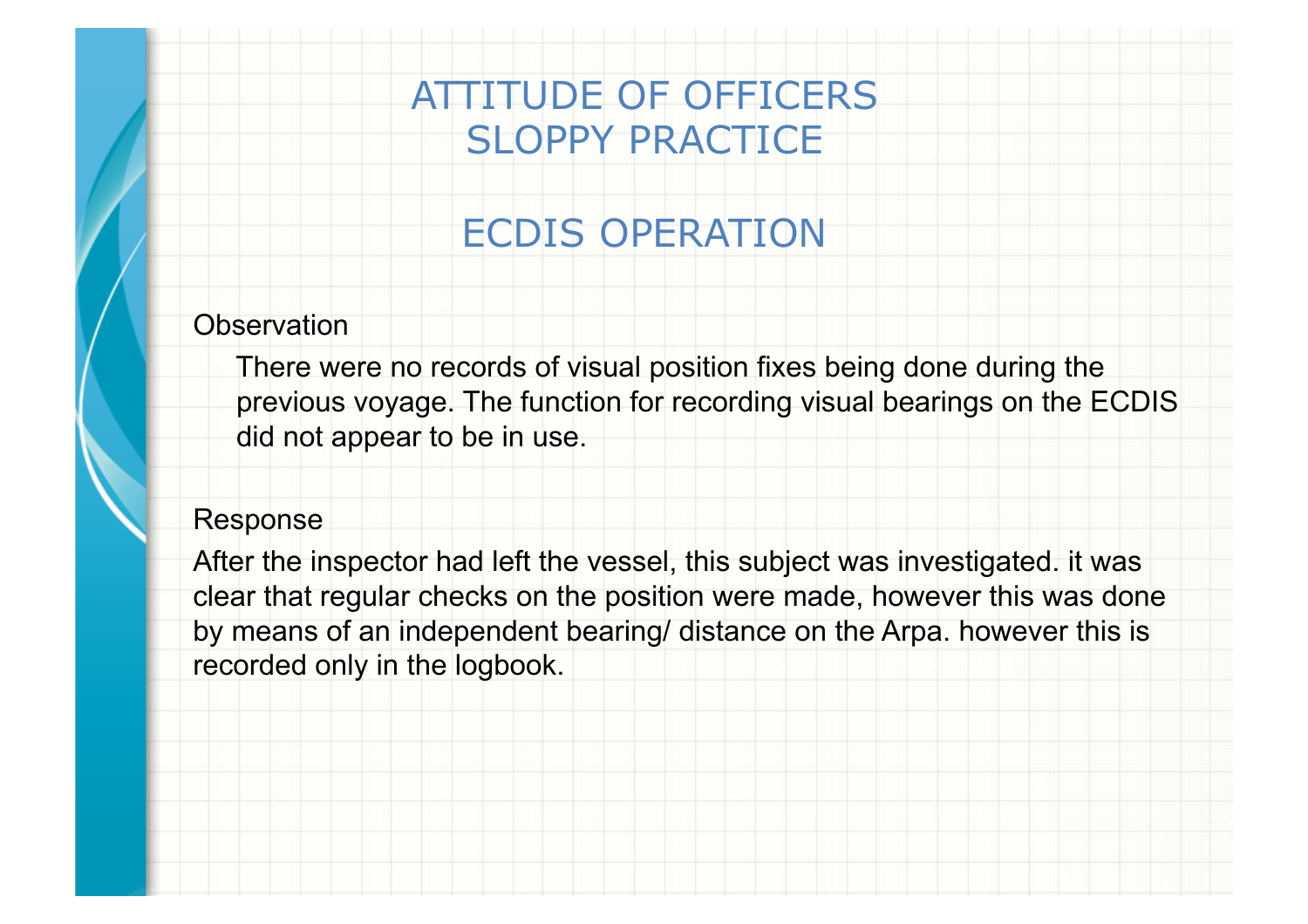# ATTITUDE OF OFFICERS
# SLOPPY PRACTICE

## ECDIS OPERATION

Observation

> There were no records of visual position fixes being done during the previous voyage. The function for recording visual bearings on the ECDIS did not appear to be in use.

Response

After the inspector had left the vessel, this subject was investigated. it was clear that regular checks on the position were made, however this was done by means of an independent bearing/ distance on the Arpa. however this is recorded only in the logbook.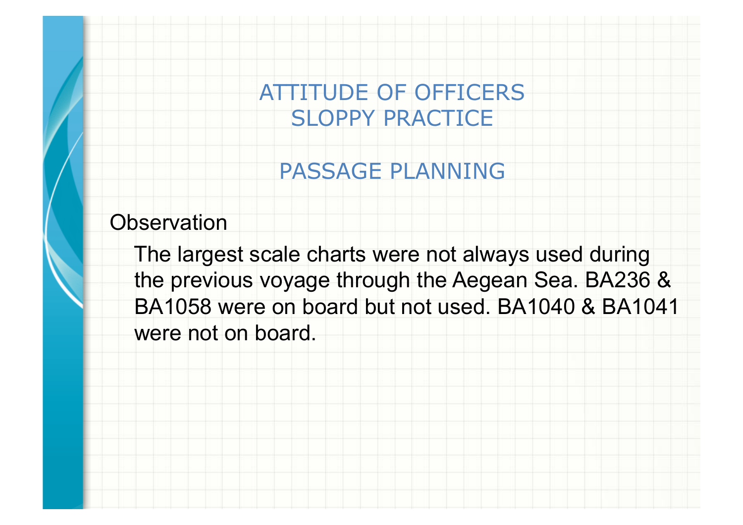## ATTITUDE OF OFFICERS
## SLOPPY PRACTICE

## PASSAGE PLANNING

Observation

The largest scale charts were not always used during the previous voyage through the Aegean Sea. BA236 & BA1058 were on board but not used. BA1040 & BA1041 were not on board.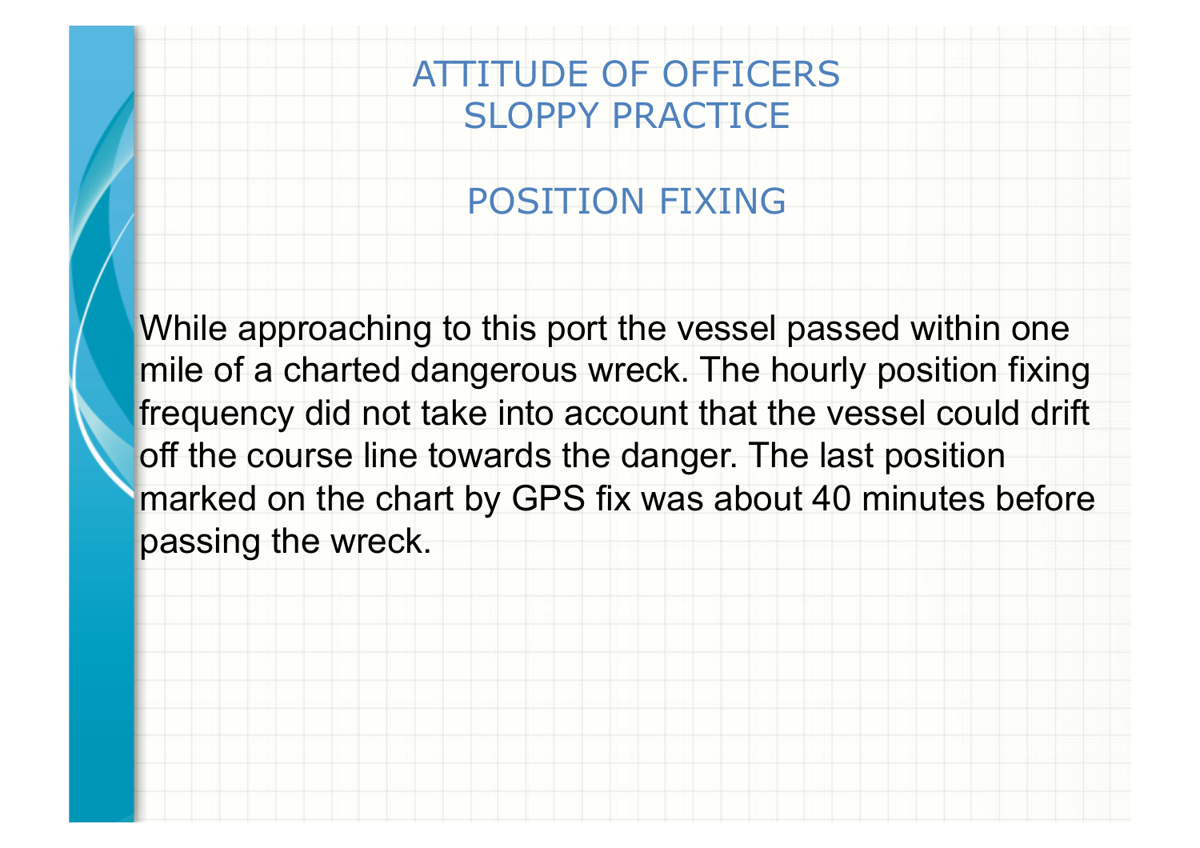# ATTITUDE OF OFFICERS
# SLOPPY PRACTICE

## POSITION FIXING

While approaching to this port the vessel passed within one mile of a charted dangerous wreck. The hourly position fixing frequency did not take into account that the vessel could drift off the course line towards the danger. The last position marked on the chart by GPS fix was about 40 minutes before passing the wreck.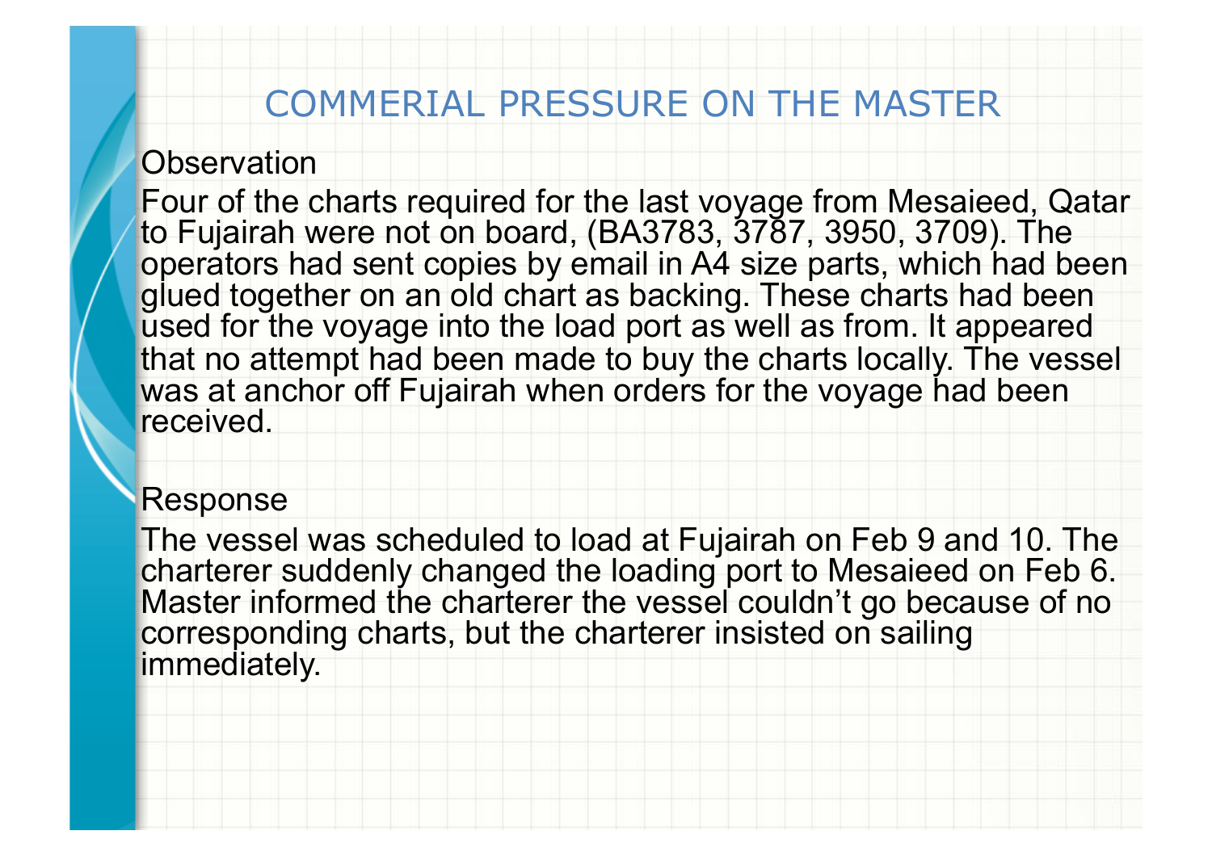# COMMERIAL PRESSURE ON THE MASTER

Observation

Four of the charts required for the last voyage from Mesaieed, Qatar to Fujairah were not on board, (BA3783, 3787, 3950, 3709). The operators had sent copies by email in A4 size parts, which had been glued together on an old chart as backing. These charts had been used for the voyage into the load port as well as from. It appeared that no attempt had been made to buy the charts locally. The vessel was at anchor off Fujairah when orders for the voyage had been received.

Response

The vessel was scheduled to load at Fujairah on Feb 9 and 10. The charterer suddenly changed the loading port to Mesaieed on Feb 6. Master informed the charterer the vessel couldn't go because of no corresponding charts, but the charterer insisted on sailing immediately.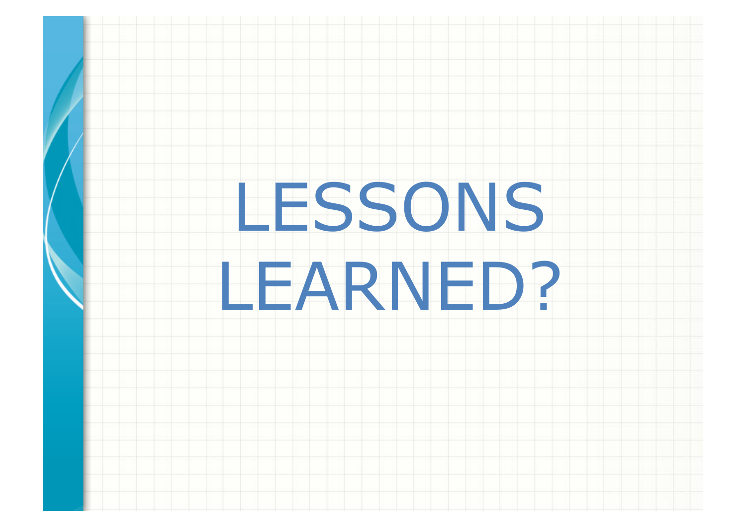# LESSONS LEARNED?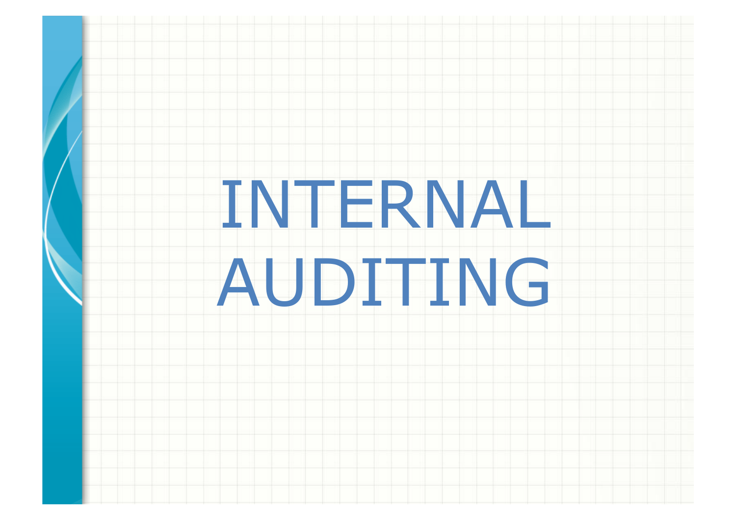# INTERNAL AUDITING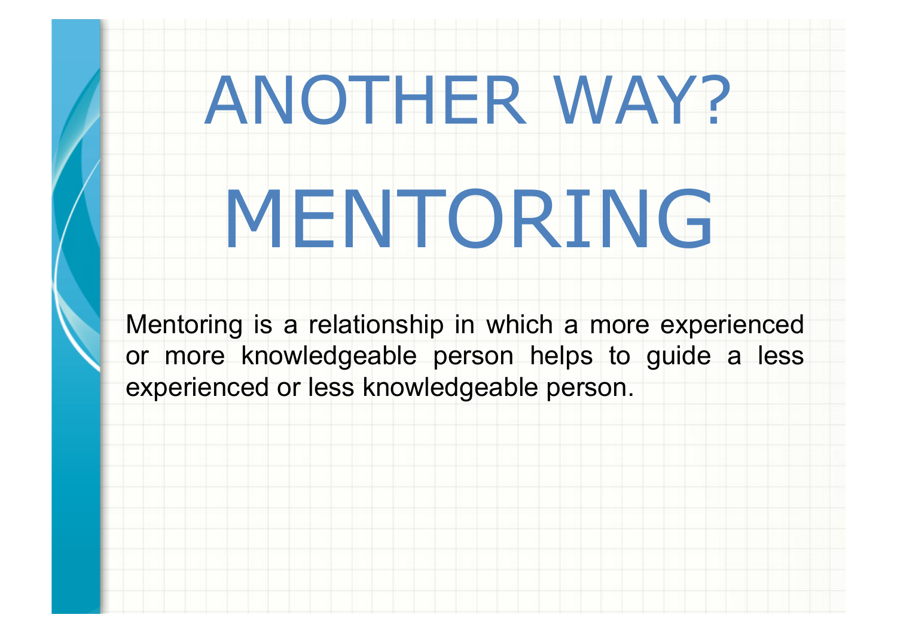# ANOTHER WAY?

# MENTORING

Mentoring is a relationship in which a more experienced or more knowledgeable person helps to guide a less experienced or less knowledgeable person.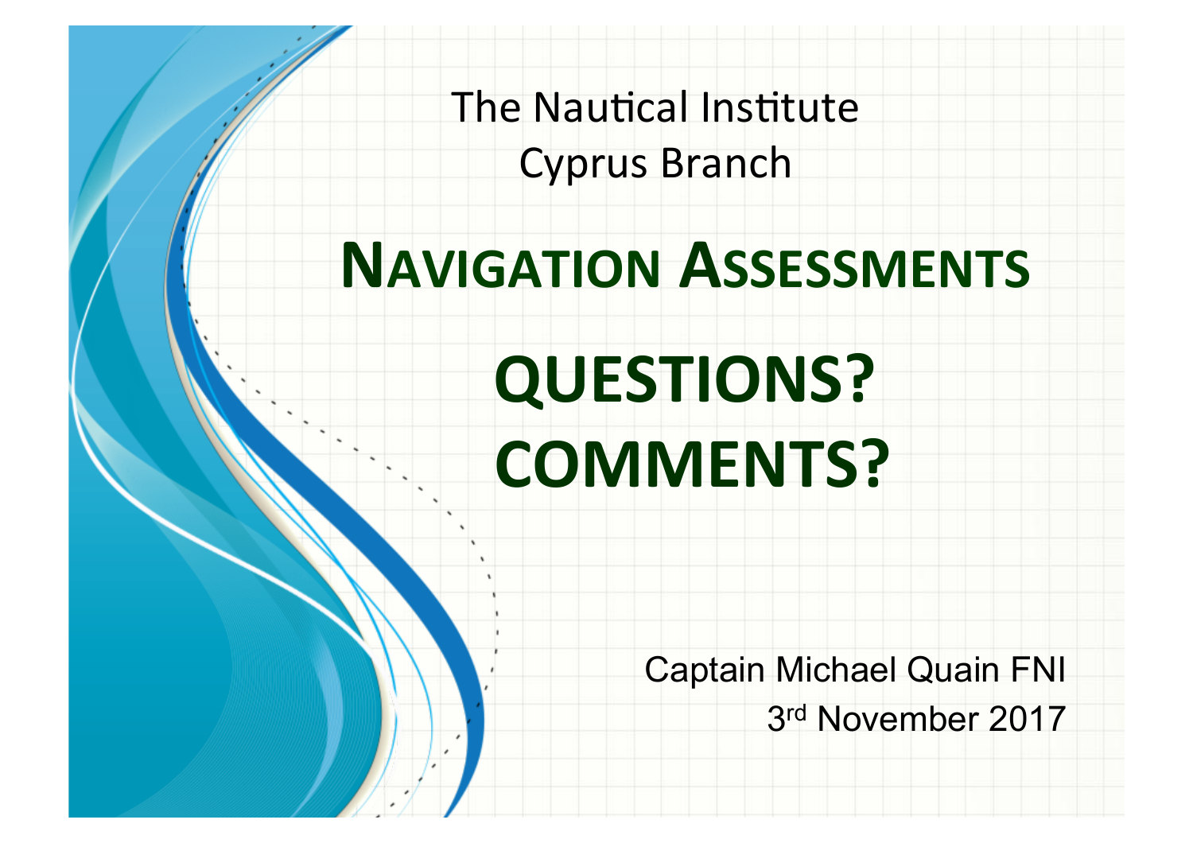The Nautical Institute
Cyprus Branch

# NAVIGATION ASSESSMENTS

# QUESTIONS?
# COMMENTS?

Captain Michael Quain FNI
3rd November 2017